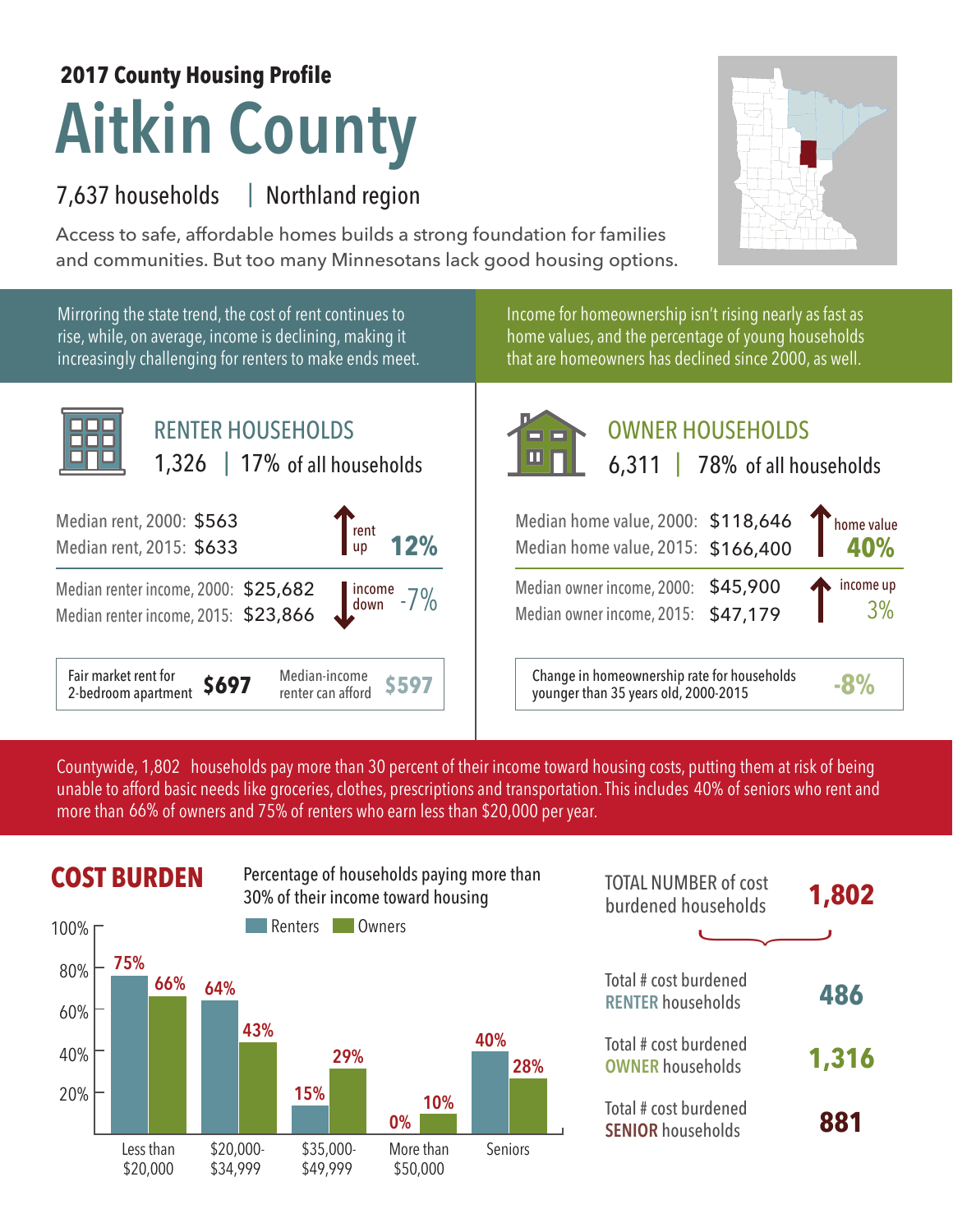**2017 County Housing Profile**

# Aitkin County

7,637 households | Northland region

Access to safe, affordable homes builds a strong foundation for families and communities. But too many Minnesotans lack good housing options.

Mirroring the state trend, the cost of rent continues to rise, while, on average, income is declining, making it increasingly challenging for renters to make ends meet.

Income for homeownership isn't rising nearly as fast as home values, and the percentage of young households that are homeowners has declined since 2000, as well.

## RENTER HOUSEHOLDS

1,326 | 17% of all households

Median rent, 2000: $563
Median rent, 2015: $633
rent up **12%**

Median renter income, 2000: $25,682
Median renter income, 2015: $23,866
income down -7%

Fair market rent for 2-bedroom apartment **$697** | Median-income renter can afford **$597**

## OWNER HOUSEHOLDS

6,311 | 78% of all households

Median home value, 2000: $118,646
Median home value, 2015: $166,400
home value **40%**

Median owner income, 2000: $45,900
Median owner income, 2015: $47,179
income up 3%

Change in homeownership rate for households younger than 35 years old, 2000-2015 **-8%**

Countywide, 1,802 households pay more than 30 percent of their income toward housing costs, putting them at risk of being unable to afford basic needs like groceries, clothes, prescriptions and transportation. This includes 40% of seniors who rent and more than 66% of owners and 75% of renters who earn less than $20,000 per year.

## COST BURDEN

Percentage of households paying more than 30% of their income toward housing

| | Renters | Owners |
|---|---|---|
| Less than $20,000 | 75% | 66% |
| $20,000-$34,999 | 64% | 43% |
| $35,000-$49,999 | 15% | 29% |
| More than $50,000 | 0% | 10% |
| Seniors | 40% | 28% |

TOTAL NUMBER of cost burdened households **1,802**

Total # cost burdened RENTER households **486**

Total # cost burdened OWNER households **1,316**

Total # cost burdened SENIOR households **881**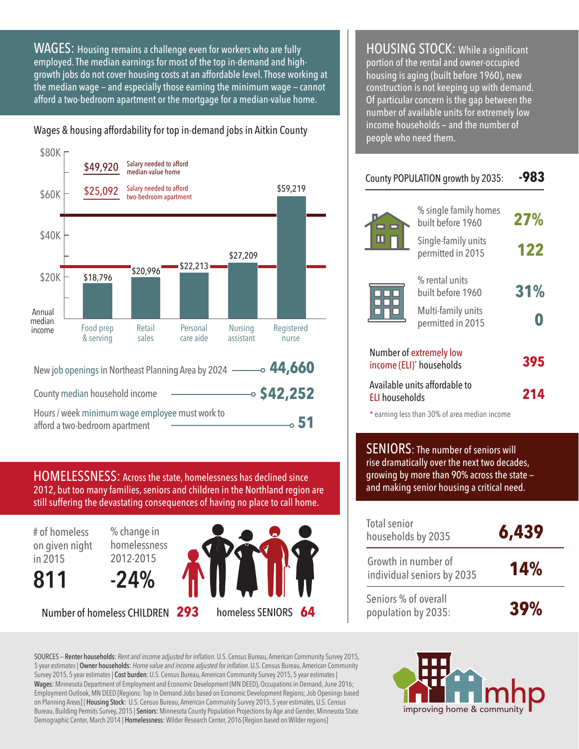## WAGES:

Housing remains a challenge even for workers who are fully employed. The median earnings for most of the top in-demand and high-growth jobs do not cover housing costs at an affordable level. Those working at the median wage – and especially those earning the minimum wage – cannot afford a two-bedroom apartment or the mortgage for a median-value home.

Wages & housing affordability for top in-demand jobs in Aitkin County

$80K
$60K
$40K
$20K
Annual median income

$49,920 Salary needed to afford median-value home
$25,092 Salary needed to afford two-bedroom apartment

Food prep & serving $18,796
Retail sales $20,996
Personal care aide $22,213
Nursing assistant $27,209
Registered nurse $59,219

New job openings in Northeast Planning Area by 2024 **44,660**

County median household income **$42,252**

Hours / week minimum wage employee must work to afford a two-bedroom apartment **51**

## HOMELESSNESS:

Across the state, homelessness has declined since 2012, but too many families, seniors and children in the Northland region are still suffering the devastating consequences of having no place to call home.

# of homeless on given night in 2015 **811**

% change in homelessness 2012-2015 **-24%**

Number of homeless CHILDREN **293**

homeless SENIORS **64**

## HOUSING STOCK:

While a significant portion of the rental and owner-occupied housing is aging (built before 1960), new construction is not keeping up with demand. Of particular concern is the gap between the number of available units for extremely low income households – and the number of people who need them.

County POPULATION growth by 2035: **-983**

% single family homes built before 1960 **27%**

Single-family units permitted in 2015 **122**

% rental units built before 1960 **31%**

Multi-family units permitted in 2015 **0**

Number of extremely low income (ELI)* households **395**

Available units affordable to ELI households **214**

\* earning less than 30% of area median income

## SENIORS:

The number of seniors will rise dramatically over the next two decades, growing by more than 90% across the state – and making senior housing a critical need.

Total senior households by 2035 **6,439**

Growth in number of individual seniors by 2035 **14%**

Seniors % of overall population by 2035: **39%**

SOURCES – **Renter households**: *Rent and income adjusted for inflation.* U.S. Census Bureau, American Community Survey 2015, 5 year estimates | **Owner households**: *Home value and income adjusted for inflation.* U.S. Census Bureau, American Community Survey 2015, 5 year estimates | **Cost burden**: U.S. Census Bureau, American Community Survey 2015, 5 year estimates | **Wages**: Minnesota Department of Employment and Economic Development (MN DEED), Occupations in Demand, June 2016; Employment Outlook, MN DEED [Regions: Top In-Demand Jobs based on Economic Development Regions; Job Openings based on Planning Areas] | **Housing Stock**: U.S. Census Bureau, American Community Survey 2015, 5 year estimates, U.S. Census Bureau, Building Permits Survey, 2015 | **Seniors**: Minnesota County Population Projections by Age and Gender, Minnesota State Demographic Center, March 2014 | **Homelessness**: Wilder Research Center, 2016 [Region based on Wilder regions]

mhp improving home & community